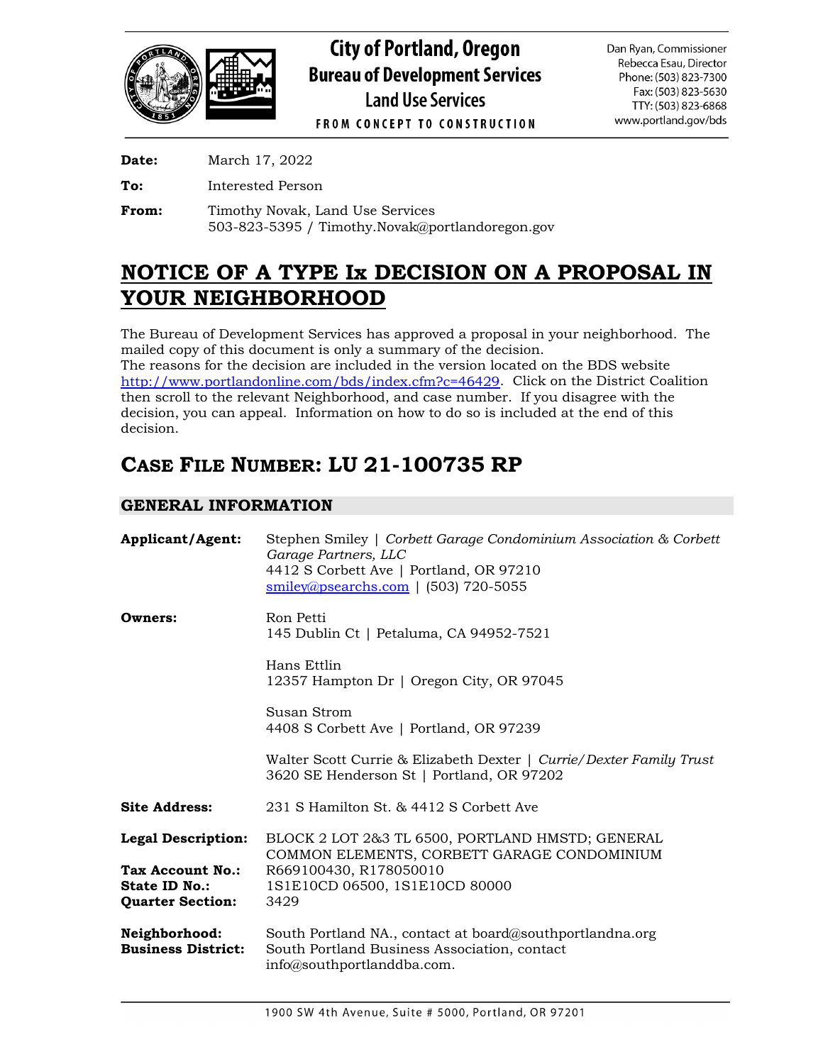# City of Portland, Oregon
## Bureau of Development Services
### Land Use Services

FROM CONCEPT TO CONSTRUCTION

Dan Ryan, Commissioner
Rebecca Esau, Director
Phone: (503) 823-7300
Fax: (503) 823-5630
TTY: (503) 823-6868
www.portland.gov/bds

**Date:** March 17, 2022

**To:** Interested Person

**From:** Timothy Novak, Land Use Services
503-823-5395 / Timothy.Novak@portlandoregon.gov

# NOTICE OF A TYPE Ix DECISION ON A PROPOSAL IN YOUR NEIGHBORHOOD

The Bureau of Development Services has approved a proposal in your neighborhood. The mailed copy of this document is only a summary of the decision.
The reasons for the decision are included in the version located on the BDS website http://www.portlandonline.com/bds/index.cfm?c=46429. Click on the District Coalition then scroll to the relevant Neighborhood, and case number. If you disagree with the decision, you can appeal. Information on how to do so is included at the end of this decision.

## CASE FILE NUMBER: LU 21-100735 RP

## GENERAL INFORMATION

**Applicant/Agent:** Stephen Smiley | *Corbett Garage Condominium Association & Corbett Garage Partners, LLC*
4412 S Corbett Ave | Portland, OR 97210
smiley@psearchs.com | (503) 720-5055

**Owners:** Ron Petti
145 Dublin Ct | Petaluma, CA 94952-7521

Hans Ettlin
12357 Hampton Dr | Oregon City, OR 97045

Susan Strom
4408 S Corbett Ave | Portland, OR 97239

Walter Scott Currie & Elizabeth Dexter | *Currie/Dexter Family Trust*
3620 SE Henderson St | Portland, OR 97202

**Site Address:** 231 S Hamilton St. & 4412 S Corbett Ave

**Legal Description:** BLOCK 2 LOT 2&3 TL 6500, PORTLAND HMSTD; GENERAL COMMON ELEMENTS, CORBETT GARAGE CONDOMINIUM

**Tax Account No.:** R669100430, R178050010

**State ID No.:** 1S1E10CD 06500, 1S1E10CD 80000

**Quarter Section:** 3429

**Neighborhood:** South Portland NA., contact at board@southportlandna.org

**Business District:** South Portland Business Association, contact info@southportlanddba.com.

1900 SW 4th Avenue, Suite # 5000, Portland, OR 97201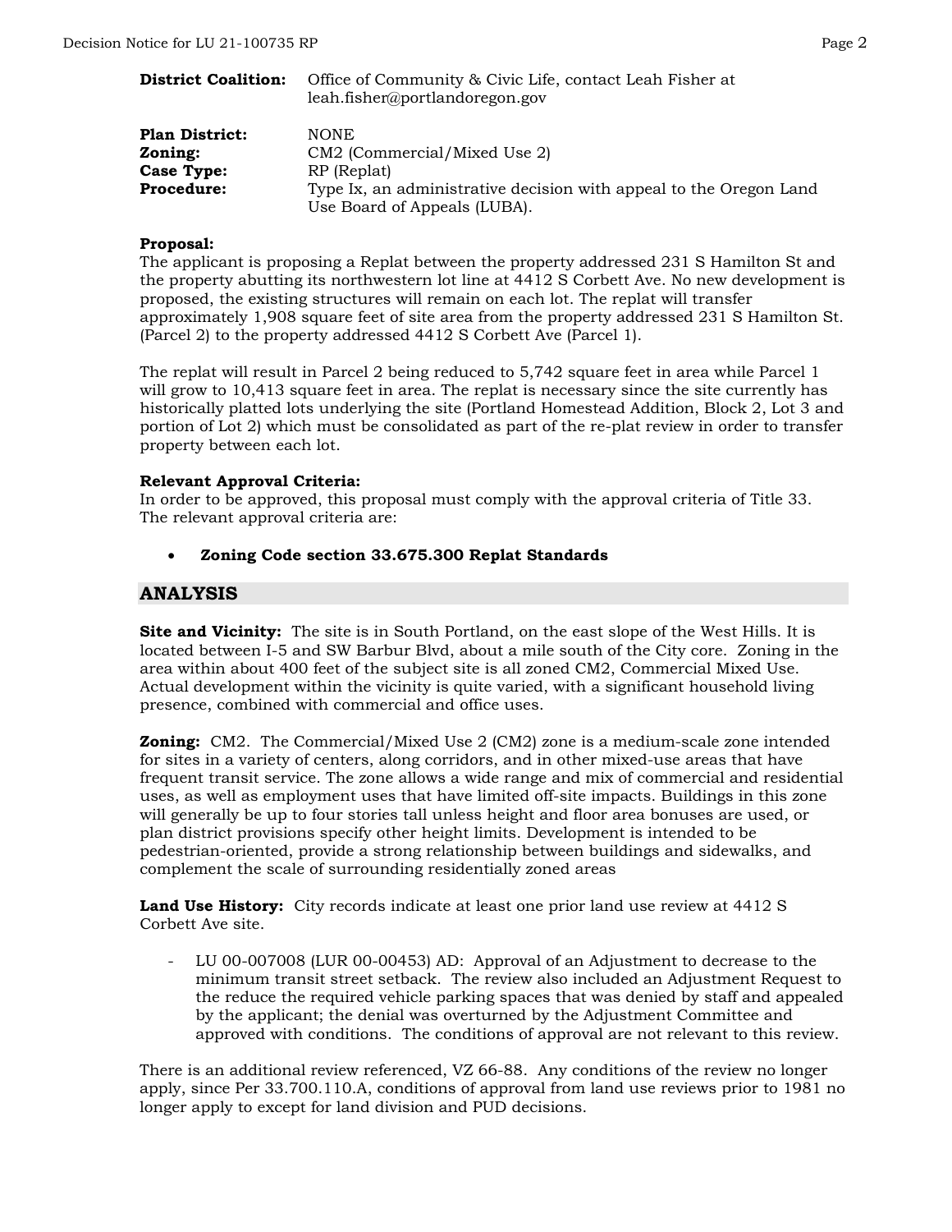**District Coalition:** Office of Community & Civic Life, contact Leah Fisher at leah.fisher@portlandoregon.gov

**Plan District:** NONE
**Zoning:** CM2 (Commercial/Mixed Use 2)
**Case Type:** RP (Replat)
**Procedure:** Type Ix, an administrative decision with appeal to the Oregon Land Use Board of Appeals (LUBA).

**Proposal:**
The applicant is proposing a Replat between the property addressed 231 S Hamilton St and the property abutting its northwestern lot line at 4412 S Corbett Ave. No new development is proposed, the existing structures will remain on each lot. The replat will transfer approximately 1,908 square feet of site area from the property addressed 231 S Hamilton St. (Parcel 2) to the property addressed 4412 S Corbett Ave (Parcel 1).

The replat will result in Parcel 2 being reduced to 5,742 square feet in area while Parcel 1 will grow to 10,413 square feet in area. The replat is necessary since the site currently has historically platted lots underlying the site (Portland Homestead Addition, Block 2, Lot 3 and portion of Lot 2) which must be consolidated as part of the re-plat review in order to transfer property between each lot.

**Relevant Approval Criteria:**
In order to be approved, this proposal must comply with the approval criteria of Title 33. The relevant approval criteria are:

- **Zoning Code section 33.675.300 Replat Standards**

## ANALYSIS

**Site and Vicinity:** The site is in South Portland, on the east slope of the West Hills. It is located between I-5 and SW Barbur Blvd, about a mile south of the City core. Zoning in the area within about 400 feet of the subject site is all zoned CM2, Commercial Mixed Use. Actual development within the vicinity is quite varied, with a significant household living presence, combined with commercial and office uses.

**Zoning:** CM2. The Commercial/Mixed Use 2 (CM2) zone is a medium-scale zone intended for sites in a variety of centers, along corridors, and in other mixed-use areas that have frequent transit service. The zone allows a wide range and mix of commercial and residential uses, as well as employment uses that have limited off-site impacts. Buildings in this zone will generally be up to four stories tall unless height and floor area bonuses are used, or plan district provisions specify other height limits. Development is intended to be pedestrian-oriented, provide a strong relationship between buildings and sidewalks, and complement the scale of surrounding residentially zoned areas

**Land Use History:** City records indicate at least one prior land use review at 4412 S Corbett Ave site.

- LU 00-007008 (LUR 00-00453) AD: Approval of an Adjustment to decrease to the minimum transit street setback. The review also included an Adjustment Request to the reduce the required vehicle parking spaces that was denied by staff and appealed by the applicant; the denial was overturned by the Adjustment Committee and approved with conditions. The conditions of approval are not relevant to this review.

There is an additional review referenced, VZ 66-88. Any conditions of the review no longer apply, since Per 33.700.110.A, conditions of approval from land use reviews prior to 1981 no longer apply to except for land division and PUD decisions.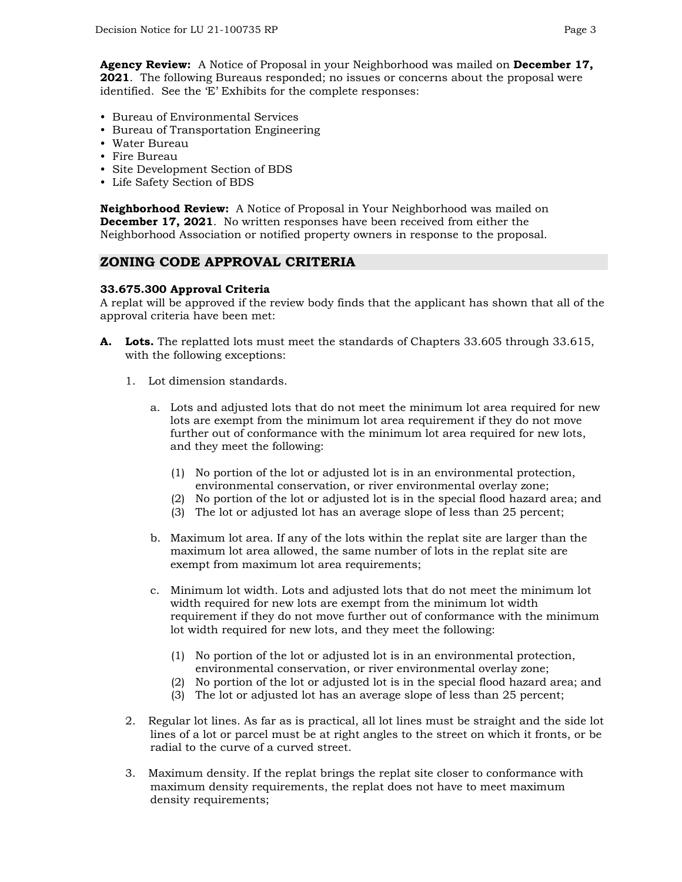**Agency Review:** A Notice of Proposal in your Neighborhood was mailed on **December 17, 2021**. The following Bureaus responded; no issues or concerns about the proposal were identified. See the 'E' Exhibits for the complete responses:

- Bureau of Environmental Services
- Bureau of Transportation Engineering
- Water Bureau
- Fire Bureau
- Site Development Section of BDS
- Life Safety Section of BDS

**Neighborhood Review:** A Notice of Proposal in Your Neighborhood was mailed on **December 17, 2021**. No written responses have been received from either the Neighborhood Association or notified property owners in response to the proposal.

## ZONING CODE APPROVAL CRITERIA

**33.675.300 Approval Criteria**
A replat will be approved if the review body finds that the applicant has shown that all of the approval criteria have been met:

**A. Lots.** The replatted lots must meet the standards of Chapters 33.605 through 33.615, with the following exceptions:

1. Lot dimension standards.

   a. Lots and adjusted lots that do not meet the minimum lot area required for new lots are exempt from the minimum lot area requirement if they do not move further out of conformance with the minimum lot area required for new lots, and they meet the following:

      (1) No portion of the lot or adjusted lot is in an environmental protection, environmental conservation, or river environmental overlay zone;
      (2) No portion of the lot or adjusted lot is in the special flood hazard area; and
      (3) The lot or adjusted lot has an average slope of less than 25 percent;

   b. Maximum lot area. If any of the lots within the replat site are larger than the maximum lot area allowed, the same number of lots in the replat site are exempt from maximum lot area requirements;

   c. Minimum lot width. Lots and adjusted lots that do not meet the minimum lot width required for new lots are exempt from the minimum lot width requirement if they do not move further out of conformance with the minimum lot width required for new lots, and they meet the following:

      (1) No portion of the lot or adjusted lot is in an environmental protection, environmental conservation, or river environmental overlay zone;
      (2) No portion of the lot or adjusted lot is in the special flood hazard area; and
      (3) The lot or adjusted lot has an average slope of less than 25 percent;

2. Regular lot lines. As far as is practical, all lot lines must be straight and the side lot lines of a lot or parcel must be at right angles to the street on which it fronts, or be radial to the curve of a curved street.

3. Maximum density. If the replat brings the replat site closer to conformance with maximum density requirements, the replat does not have to meet maximum density requirements;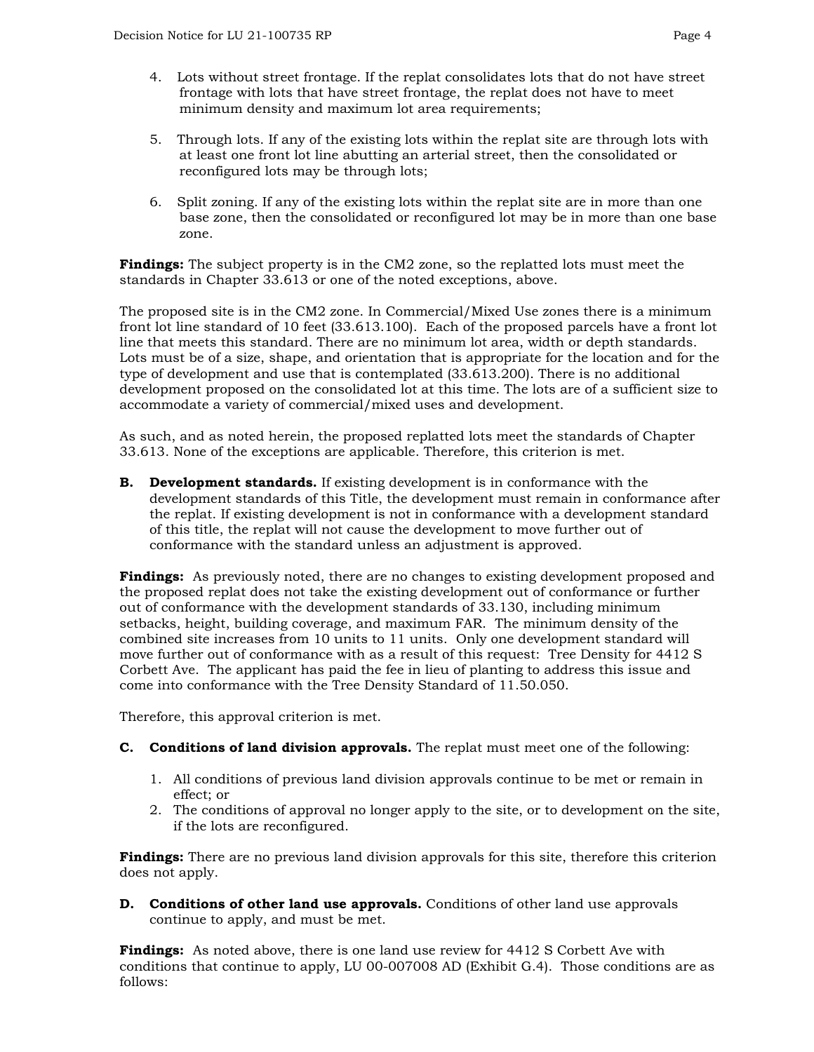4. Lots without street frontage. If the replat consolidates lots that do not have street frontage with lots that have street frontage, the replat does not have to meet minimum density and maximum lot area requirements;

5. Through lots. If any of the existing lots within the replat site are through lots with at least one front lot line abutting an arterial street, then the consolidated or reconfigured lots may be through lots;

6. Split zoning. If any of the existing lots within the replat site are in more than one base zone, then the consolidated or reconfigured lot may be in more than one base zone.

**Findings:** The subject property is in the CM2 zone, so the replatted lots must meet the standards in Chapter 33.613 or one of the noted exceptions, above.

The proposed site is in the CM2 zone. In Commercial/Mixed Use zones there is a minimum front lot line standard of 10 feet (33.613.100). Each of the proposed parcels have a front lot line that meets this standard. There are no minimum lot area, width or depth standards. Lots must be of a size, shape, and orientation that is appropriate for the location and for the type of development and use that is contemplated (33.613.200). There is no additional development proposed on the consolidated lot at this time. The lots are of a sufficient size to accommodate a variety of commercial/mixed uses and development.

As such, and as noted herein, the proposed replatted lots meet the standards of Chapter 33.613. None of the exceptions are applicable. Therefore, this criterion is met.

**B. Development standards.** If existing development is in conformance with the development standards of this Title, the development must remain in conformance after the replat. If existing development is not in conformance with a development standard of this title, the replat will not cause the development to move further out of conformance with the standard unless an adjustment is approved.

**Findings:** As previously noted, there are no changes to existing development proposed and the proposed replat does not take the existing development out of conformance or further out of conformance with the development standards of 33.130, including minimum setbacks, height, building coverage, and maximum FAR. The minimum density of the combined site increases from 10 units to 11 units. Only one development standard will move further out of conformance with as a result of this request: Tree Density for 4412 S Corbett Ave. The applicant has paid the fee in lieu of planting to address this issue and come into conformance with the Tree Density Standard of 11.50.050.

Therefore, this approval criterion is met.

**C. Conditions of land division approvals.** The replat must meet one of the following:

1. All conditions of previous land division approvals continue to be met or remain in effect; or
2. The conditions of approval no longer apply to the site, or to development on the site, if the lots are reconfigured.

**Findings:** There are no previous land division approvals for this site, therefore this criterion does not apply.

**D. Conditions of other land use approvals.** Conditions of other land use approvals continue to apply, and must be met.

**Findings:** As noted above, there is one land use review for 4412 S Corbett Ave with conditions that continue to apply, LU 00-007008 AD (Exhibit G.4). Those conditions are as follows: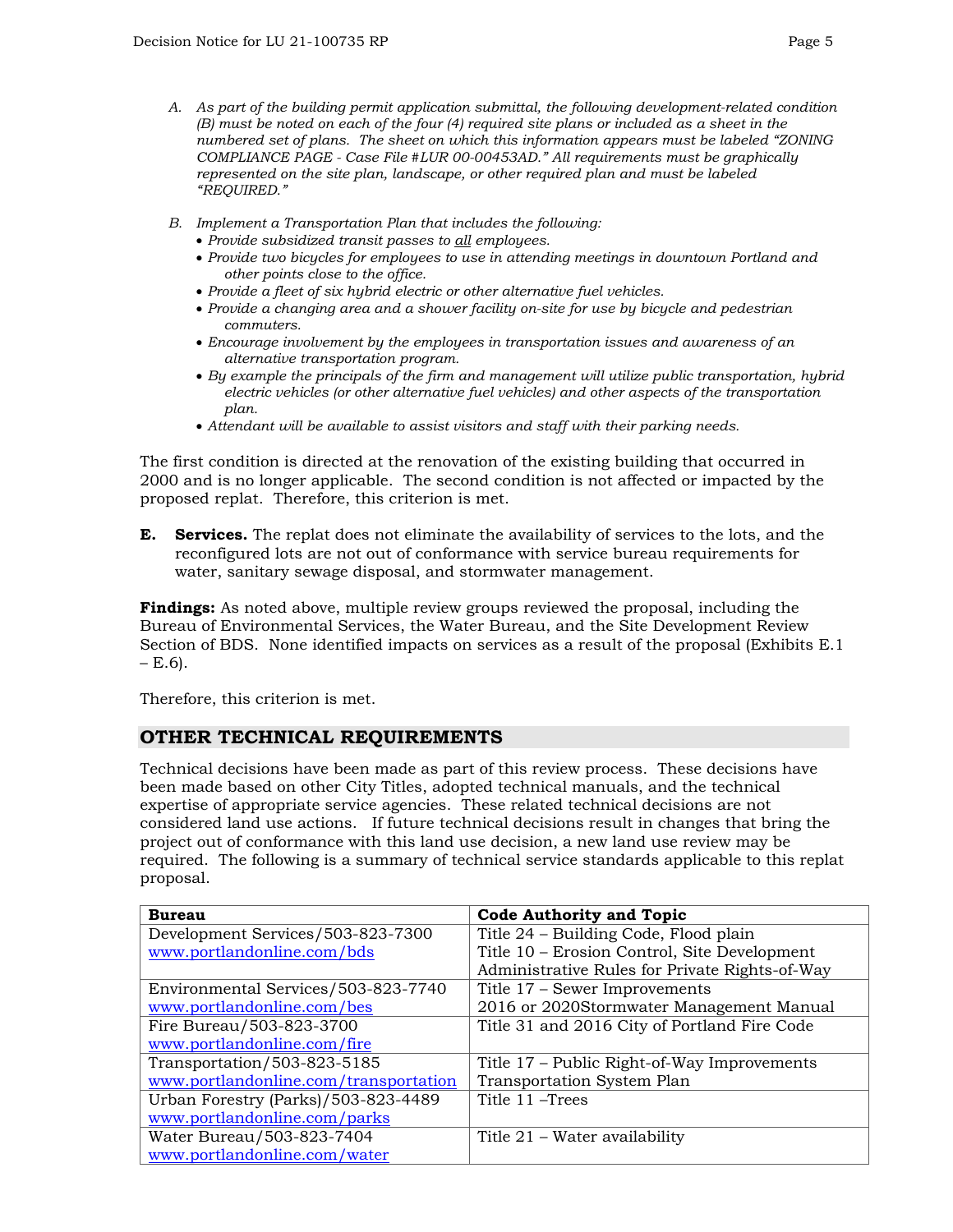*A. As part of the building permit application submittal, the following development-related condition (B) must be noted on each of the four (4) required site plans or included as a sheet in the numbered set of plans. The sheet on which this information appears must be labeled "ZONING COMPLIANCE PAGE - Case File #LUR 00-00453AD." All requirements must be graphically represented on the site plan, landscape, or other required plan and must be labeled "REQUIRED."*

*B. Implement a Transportation Plan that includes the following:*

- *Provide subsidized transit passes to all employees.*
- *Provide two bicycles for employees to use in attending meetings in downtown Portland and other points close to the office.*
- *Provide a fleet of six hybrid electric or other alternative fuel vehicles.*
- *Provide a changing area and a shower facility on-site for use by bicycle and pedestrian commuters.*
- *Encourage involvement by the employees in transportation issues and awareness of an alternative transportation program.*
- *By example the principals of the firm and management will utilize public transportation, hybrid electric vehicles (or other alternative fuel vehicles) and other aspects of the transportation plan.*
- *Attendant will be available to assist visitors and staff with their parking needs.*

The first condition is directed at the renovation of the existing building that occurred in 2000 and is no longer applicable. The second condition is not affected or impacted by the proposed replat. Therefore, this criterion is met.

**E. Services.** The replat does not eliminate the availability of services to the lots, and the reconfigured lots are not out of conformance with service bureau requirements for water, sanitary sewage disposal, and stormwater management.

**Findings:** As noted above, multiple review groups reviewed the proposal, including the Bureau of Environmental Services, the Water Bureau, and the Site Development Review Section of BDS. None identified impacts on services as a result of the proposal (Exhibits E.1 – E.6).

Therefore, this criterion is met.

## OTHER TECHNICAL REQUIREMENTS

Technical decisions have been made as part of this review process. These decisions have been made based on other City Titles, adopted technical manuals, and the technical expertise of appropriate service agencies. These related technical decisions are not considered land use actions. If future technical decisions result in changes that bring the project out of conformance with this land use decision, a new land use review may be required. The following is a summary of technical service standards applicable to this replat proposal.

| Bureau | Code Authority and Topic |
|---|---|
| Development Services/503-823-7300<br>www.portlandonline.com/bds | Title 24 – Building Code, Flood plain<br>Title 10 – Erosion Control, Site Development<br>Administrative Rules for Private Rights-of-Way |
| Environmental Services/503-823-7740<br>www.portlandonline.com/bes | Title 17 – Sewer Improvements<br>2016 or 2020Stormwater Management Manual |
| Fire Bureau/503-823-3700<br>www.portlandonline.com/fire | Title 31 and 2016 City of Portland Fire Code |
| Transportation/503-823-5185<br>www.portlandonline.com/transportation | Title 17 – Public Right-of-Way Improvements<br>Transportation System Plan |
| Urban Forestry (Parks)/503-823-4489<br>www.portlandonline.com/parks | Title 11 –Trees |
| Water Bureau/503-823-7404<br>www.portlandonline.com/water | Title 21 – Water availability |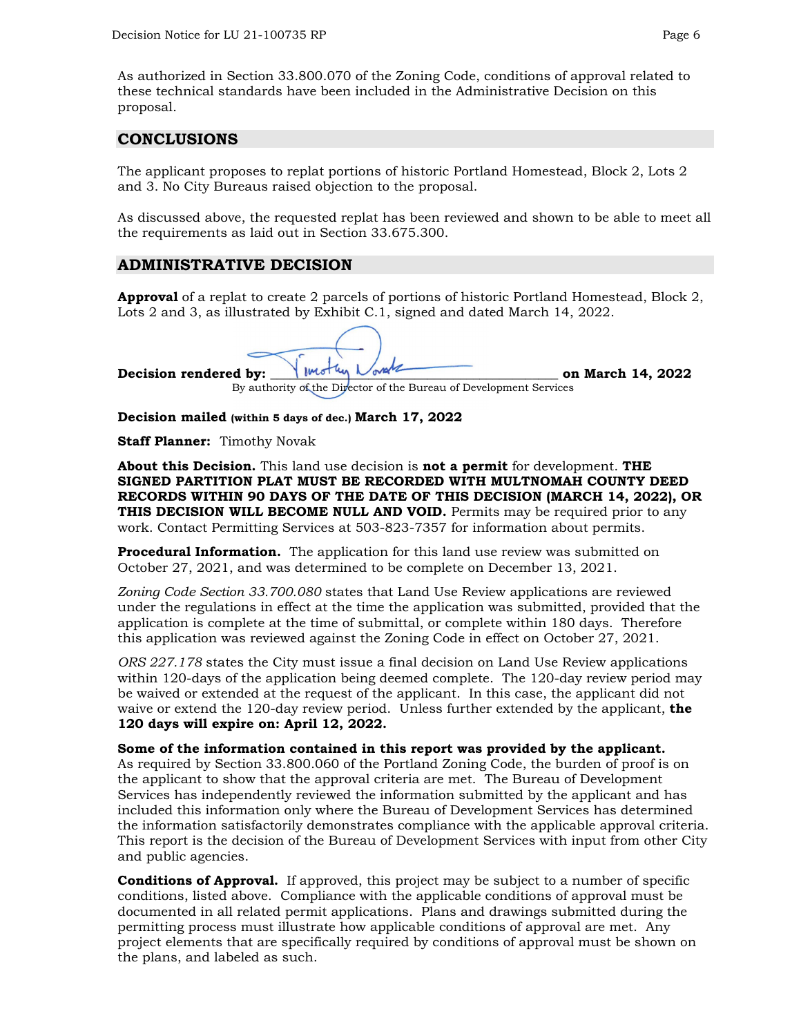As authorized in Section 33.800.070 of the Zoning Code, conditions of approval related to these technical standards have been included in the Administrative Decision on this proposal.

## CONCLUSIONS

The applicant proposes to replat portions of historic Portland Homestead, Block 2, Lots 2 and 3. No City Bureaus raised objection to the proposal.

As discussed above, the requested replat has been reviewed and shown to be able to meet all the requirements as laid out in Section 33.675.300.

## ADMINISTRATIVE DECISION

**Approval** of a replat to create 2 parcels of portions of historic Portland Homestead, Block 2, Lots 2 and 3, as illustrated by Exhibit C.1, signed and dated March 14, 2022.

**Decision rendered by:** Timothy Novak **on March 14, 2022**
By authority of the Director of the Bureau of Development Services

**Decision mailed** **(within 5 days of dec.)** **March 17, 2022**

**Staff Planner:** Timothy Novak

**About this Decision.** This land use decision is **not a permit** for development. **THE SIGNED PARTITION PLAT MUST BE RECORDED WITH MULTNOMAH COUNTY DEED RECORDS WITHIN 90 DAYS OF THE DATE OF THIS DECISION (MARCH 14, 2022), OR THIS DECISION WILL BECOME NULL AND VOID.** Permits may be required prior to any work. Contact Permitting Services at 503-823-7357 for information about permits.

**Procedural Information.** The application for this land use review was submitted on October 27, 2021, and was determined to be complete on December 13, 2021.

*Zoning Code Section 33.700.080* states that Land Use Review applications are reviewed under the regulations in effect at the time the application was submitted, provided that the application is complete at the time of submittal, or complete within 180 days. Therefore this application was reviewed against the Zoning Code in effect on October 27, 2021.

*ORS 227.178* states the City must issue a final decision on Land Use Review applications within 120-days of the application being deemed complete. The 120-day review period may be waived or extended at the request of the applicant. In this case, the applicant did not waive or extend the 120-day review period. Unless further extended by the applicant, **the 120 days will expire on: April 12, 2022.**

**Some of the information contained in this report was provided by the applicant.** As required by Section 33.800.060 of the Portland Zoning Code, the burden of proof is on the applicant to show that the approval criteria are met. The Bureau of Development Services has independently reviewed the information submitted by the applicant and has included this information only where the Bureau of Development Services has determined the information satisfactorily demonstrates compliance with the applicable approval criteria. This report is the decision of the Bureau of Development Services with input from other City and public agencies.

**Conditions of Approval.** If approved, this project may be subject to a number of specific conditions, listed above. Compliance with the applicable conditions of approval must be documented in all related permit applications. Plans and drawings submitted during the permitting process must illustrate how applicable conditions of approval are met. Any project elements that are specifically required by conditions of approval must be shown on the plans, and labeled as such.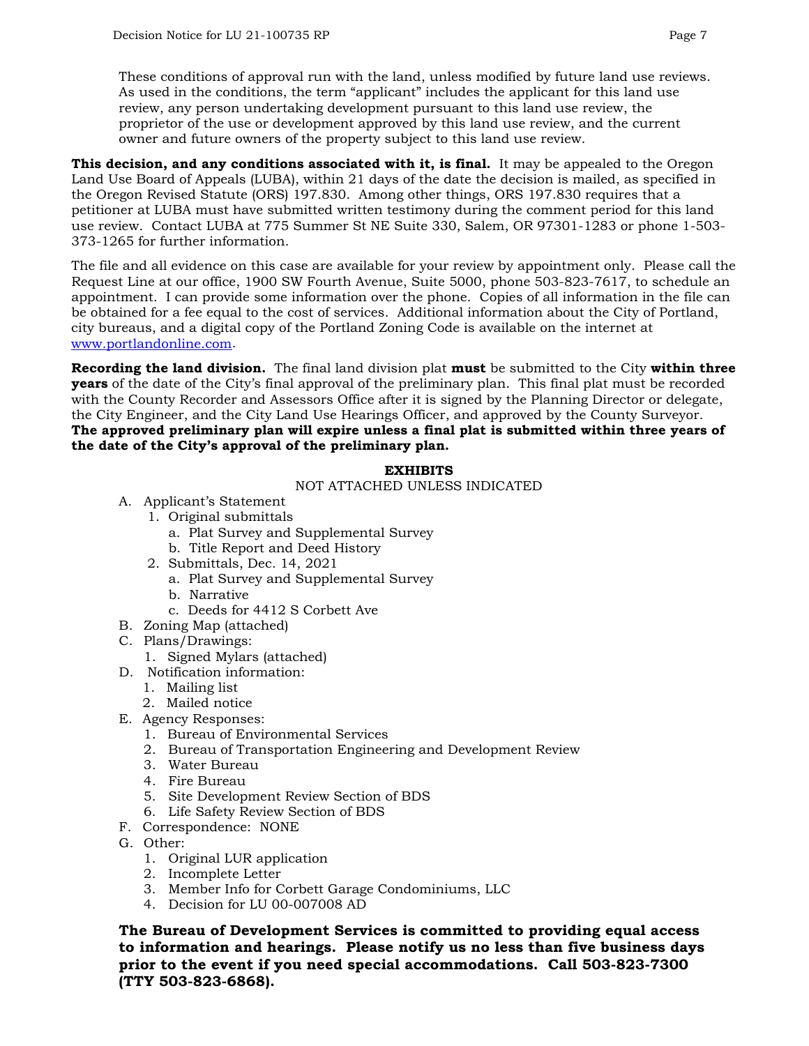These conditions of approval run with the land, unless modified by future land use reviews. As used in the conditions, the term "applicant" includes the applicant for this land use review, any person undertaking development pursuant to this land use review, the proprietor of the use or development approved by this land use review, and the current owner and future owners of the property subject to this land use review.

**This decision, and any conditions associated with it, is final.** It may be appealed to the Oregon Land Use Board of Appeals (LUBA), within 21 days of the date the decision is mailed, as specified in the Oregon Revised Statute (ORS) 197.830. Among other things, ORS 197.830 requires that a petitioner at LUBA must have submitted written testimony during the comment period for this land use review. Contact LUBA at 775 Summer St NE Suite 330, Salem, OR 97301-1283 or phone 1-503-373-1265 for further information.

The file and all evidence on this case are available for your review by appointment only. Please call the Request Line at our office, 1900 SW Fourth Avenue, Suite 5000, phone 503-823-7617, to schedule an appointment. I can provide some information over the phone. Copies of all information in the file can be obtained for a fee equal to the cost of services. Additional information about the City of Portland, city bureaus, and a digital copy of the Portland Zoning Code is available on the internet at www.portlandonline.com.

**Recording the land division.** The final land division plat **must** be submitted to the City **within three years** of the date of the City's final approval of the preliminary plan. This final plat must be recorded with the County Recorder and Assessors Office after it is signed by the Planning Director or delegate, the City Engineer, and the City Land Use Hearings Officer, and approved by the County Surveyor. **The approved preliminary plan will expire unless a final plat is submitted within three years of the date of the City's approval of the preliminary plan.**

**EXHIBITS**

NOT ATTACHED UNLESS INDICATED

A. Applicant's Statement
   1. Original submittals
      a. Plat Survey and Supplemental Survey
      b. Title Report and Deed History
   2. Submittals, Dec. 14, 2021
      a. Plat Survey and Supplemental Survey
      b. Narrative
      c. Deeds for 4412 S Corbett Ave
B. Zoning Map (attached)
C. Plans/Drawings:
   1. Signed Mylars (attached)
D. Notification information:
   1. Mailing list
   2. Mailed notice
E. Agency Responses:
   1. Bureau of Environmental Services
   2. Bureau of Transportation Engineering and Development Review
   3. Water Bureau
   4. Fire Bureau
   5. Site Development Review Section of BDS
   6. Life Safety Review Section of BDS
F. Correspondence: NONE
G. Other:
   1. Original LUR application
   2. Incomplete Letter
   3. Member Info for Corbett Garage Condominiums, LLC
   4. Decision for LU 00-007008 AD

**The Bureau of Development Services is committed to providing equal access to information and hearings. Please notify us no less than five business days prior to the event if you need special accommodations. Call 503-823-7300 (TTY 503-823-6868).**